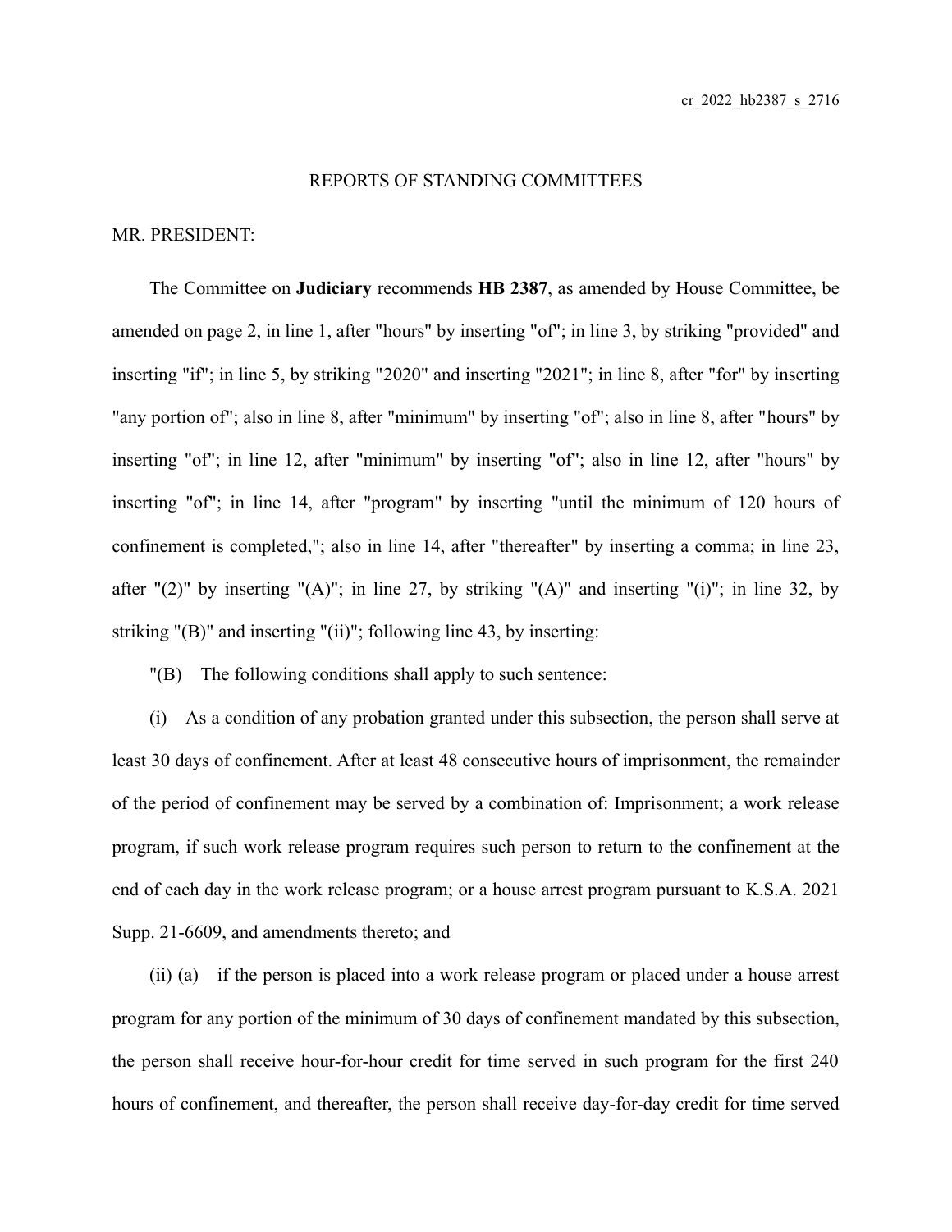REPORTS OF STANDING COMMITTEES

MR. PRESIDENT:

The Committee on **Judiciary** recommends **HB 2387**, as amended by House Committee, be amended on page 2, in line 1, after "hours" by inserting "of"; in line 3, by striking "provided" and inserting "if"; in line 5, by striking "2020" and inserting "2021"; in line 8, after "for" by inserting "any portion of"; also in line 8, after "minimum" by inserting "of"; also in line 8, after "hours" by inserting "of"; in line 12, after "minimum" by inserting "of"; also in line 12, after "hours" by inserting "of"; in line 14, after "program" by inserting "until the minimum of 120 hours of confinement is completed,"; also in line 14, after "thereafter" by inserting a comma; in line 23, after "(2)" by inserting "(A)"; in line 27, by striking "(A)" and inserting "(i)"; in line 32, by striking "(B)" and inserting "(ii)"; following line 43, by inserting:

"(B) The following conditions shall apply to such sentence:

(i) As a condition of any probation granted under this subsection, the person shall serve at least 30 days of confinement. After at least 48 consecutive hours of imprisonment, the remainder of the period of confinement may be served by a combination of: Imprisonment; a work release program, if such work release program requires such person to return to the confinement at the end of each day in the work release program; or a house arrest program pursuant to K.S.A. 2021 Supp. 21-6609, and amendments thereto; and

(ii) (a) if the person is placed into a work release program or placed under a house arrest program for any portion of the minimum of 30 days of confinement mandated by this subsection, the person shall receive hour-for-hour credit for time served in such program for the first 240 hours of confinement, and thereafter, the person shall receive day-for-day credit for time served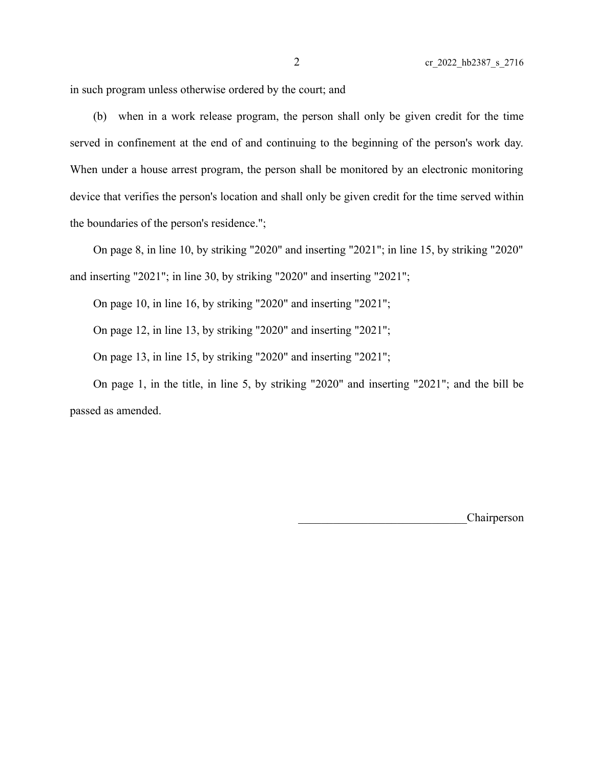in such program unless otherwise ordered by the court; and

(b) when in a work release program, the person shall only be given credit for the time served in confinement at the end of and continuing to the beginning of the person's work day. When under a house arrest program, the person shall be monitored by an electronic monitoring device that verifies the person's location and shall only be given credit for the time served within the boundaries of the person's residence.";

On page 8, in line 10, by striking "2020" and inserting "2021"; in line 15, by striking "2020" and inserting "2021"; in line 30, by striking "2020" and inserting "2021";

On page 10, in line 16, by striking "2020" and inserting "2021";

On page 12, in line 13, by striking "2020" and inserting "2021";

On page 13, in line 15, by striking "2020" and inserting "2021";

On page 1, in the title, in line 5, by striking "2020" and inserting "2021"; and the bill be passed as amended.

\_\_\_\_\_\_\_\_\_\_\_\_\_\_\_\_\_\_\_\_\_\_\_\_\_\_\_\_Chairperson